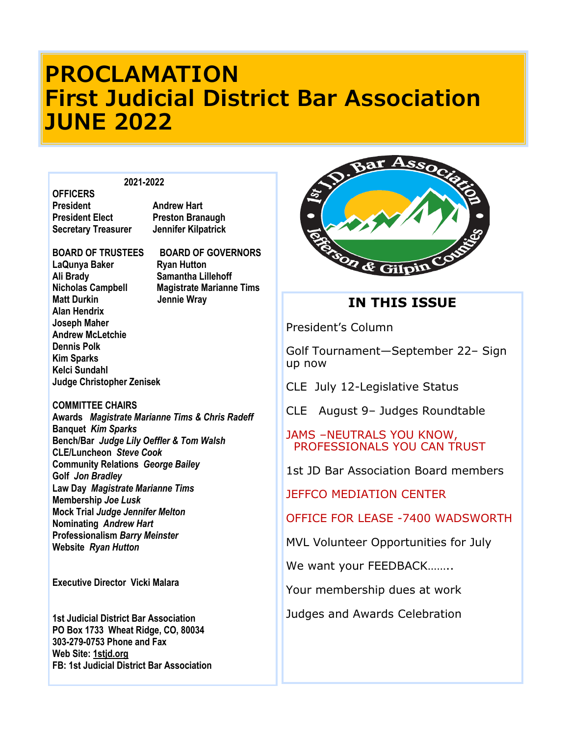# PROCLAMATION
# First Judicial District Bar Association
# JUNE 2022

**2021-2022**

**OFFICERS**

| | |
|---|---|
| **President** | **Andrew Hart** |
| **President Elect** | **Preston Branaugh** |
| **Secretary Treasurer** | **Jennifer Kilpatrick** |

| BOARD OF TRUSTEES | BOARD OF GOVERNORS |
|---|---|
| LaQunya Baker | Ryan Hutton |
| Ali Brady | Samantha Lillehoff |
| Nicholas Campbell | Magistrate Marianne Tims |
| Matt Durkin | Jennie Wray |
| Alan Hendrix | |
| Joseph Maher | |
| Andrew McLetchie | |
| Dennis Polk | |
| Kim Sparks | |
| Kelci Sundahl | |
| Judge Christopher Zenisek | |

**COMMITTEE CHAIRS**

**Awards** *Magistrate Marianne Tims & Chris Radeff*
**Banquet** *Kim Sparks*
**Bench/Bar** *Judge Lily Oeffler & Tom Walsh*
**CLE/Luncheon** *Steve Cook*
**Community Relations** *George Bailey*
**Golf** *Jon Bradley*
**Law Day** *Magistrate Marianne Tims*
**Membership** *Joe Lusk*
**Mock Trial** *Judge Jennifer Melton*
**Nominating** *Andrew Hart*
**Professionalism** *Barry Meinster*
**Website** *Ryan Hutton*

**Executive Director Vicki Malara**

**1st Judicial District Bar Association**
**PO Box 1733 Wheat Ridge, CO, 80034**
**303-279-0753 Phone and Fax**
**Web Site: 1stjd.org**
**FB: 1st Judicial District Bar Association**

## IN THIS ISSUE

President's Column

Golf Tournament—September 22– Sign up now

CLE July 12-Legislative Status

CLE August 9– Judges Roundtable

JAMS –NEUTRALS YOU KNOW, PROFESSIONALS YOU CAN TRUST

1st JD Bar Association Board members

JEFFCO MEDIATION CENTER

OFFICE FOR LEASE -7400 WADSWORTH

MVL Volunteer Opportunities for July

We want your FEEDBACK……..

Your membership dues at work

Judges and Awards Celebration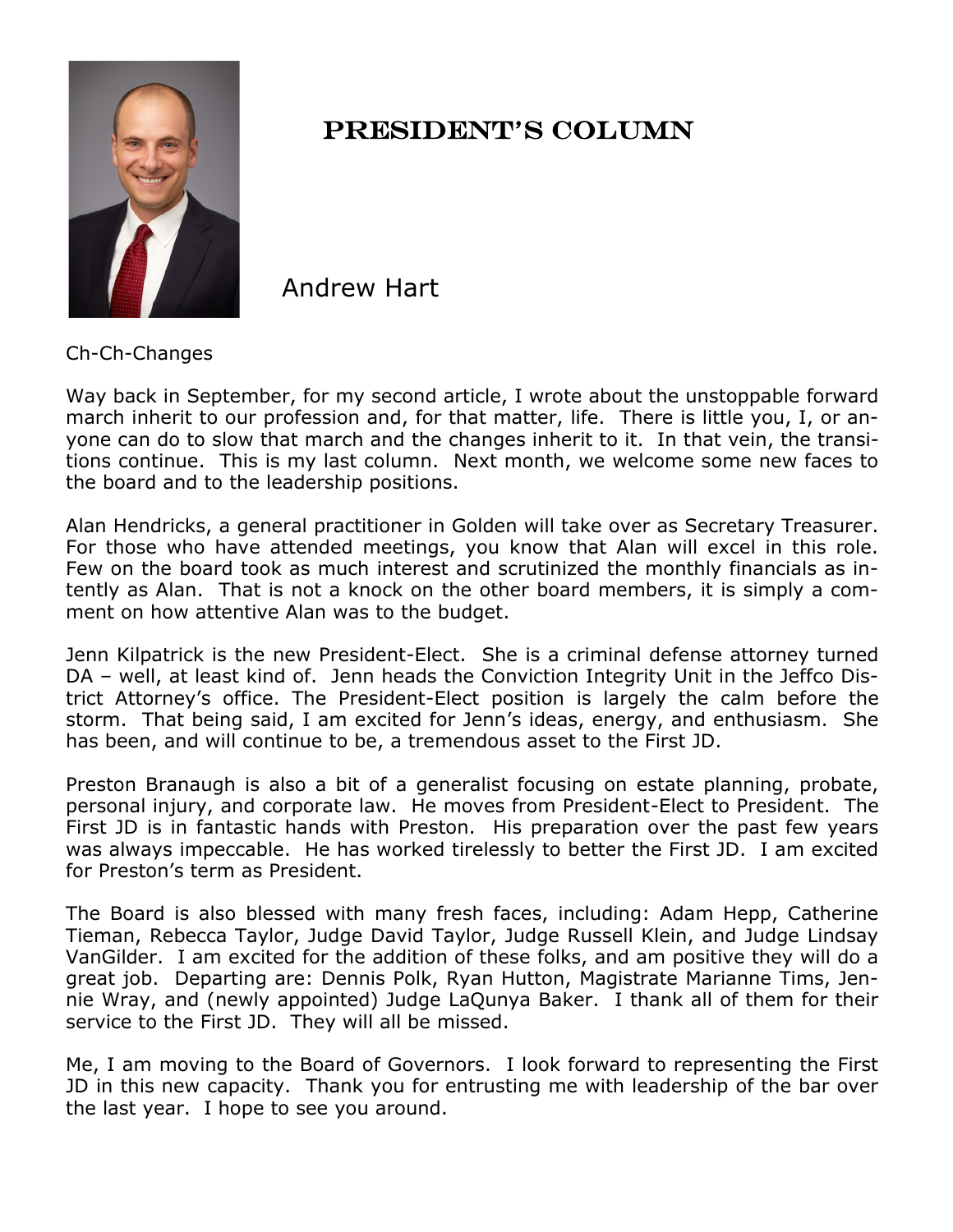# President's Column

Andrew Hart

Ch-Ch-Changes

Way back in September, for my second article, I wrote about the unstoppable forward march inherit to our profession and, for that matter, life. There is little you, I, or anyone can do to slow that march and the changes inherit to it. In that vein, the transitions continue. This is my last column. Next month, we welcome some new faces to the board and to the leadership positions.

Alan Hendricks, a general practitioner in Golden will take over as Secretary Treasurer. For those who have attended meetings, you know that Alan will excel in this role. Few on the board took as much interest and scrutinized the monthly financials as intently as Alan. That is not a knock on the other board members, it is simply a comment on how attentive Alan was to the budget.

Jenn Kilpatrick is the new President-Elect. She is a criminal defense attorney turned DA – well, at least kind of. Jenn heads the Conviction Integrity Unit in the Jeffco District Attorney's office. The President-Elect position is largely the calm before the storm. That being said, I am excited for Jenn's ideas, energy, and enthusiasm. She has been, and will continue to be, a tremendous asset to the First JD.

Preston Branaugh is also a bit of a generalist focusing on estate planning, probate, personal injury, and corporate law. He moves from President-Elect to President. The First JD is in fantastic hands with Preston. His preparation over the past few years was always impeccable. He has worked tirelessly to better the First JD. I am excited for Preston's term as President.

The Board is also blessed with many fresh faces, including: Adam Hepp, Catherine Tieman, Rebecca Taylor, Judge David Taylor, Judge Russell Klein, and Judge Lindsay VanGilder. I am excited for the addition of these folks, and am positive they will do a great job. Departing are: Dennis Polk, Ryan Hutton, Magistrate Marianne Tims, Jennie Wray, and (newly appointed) Judge LaQunya Baker. I thank all of them for their service to the First JD. They will all be missed.

Me, I am moving to the Board of Governors. I look forward to representing the First JD in this new capacity. Thank you for entrusting me with leadership of the bar over the last year. I hope to see you around.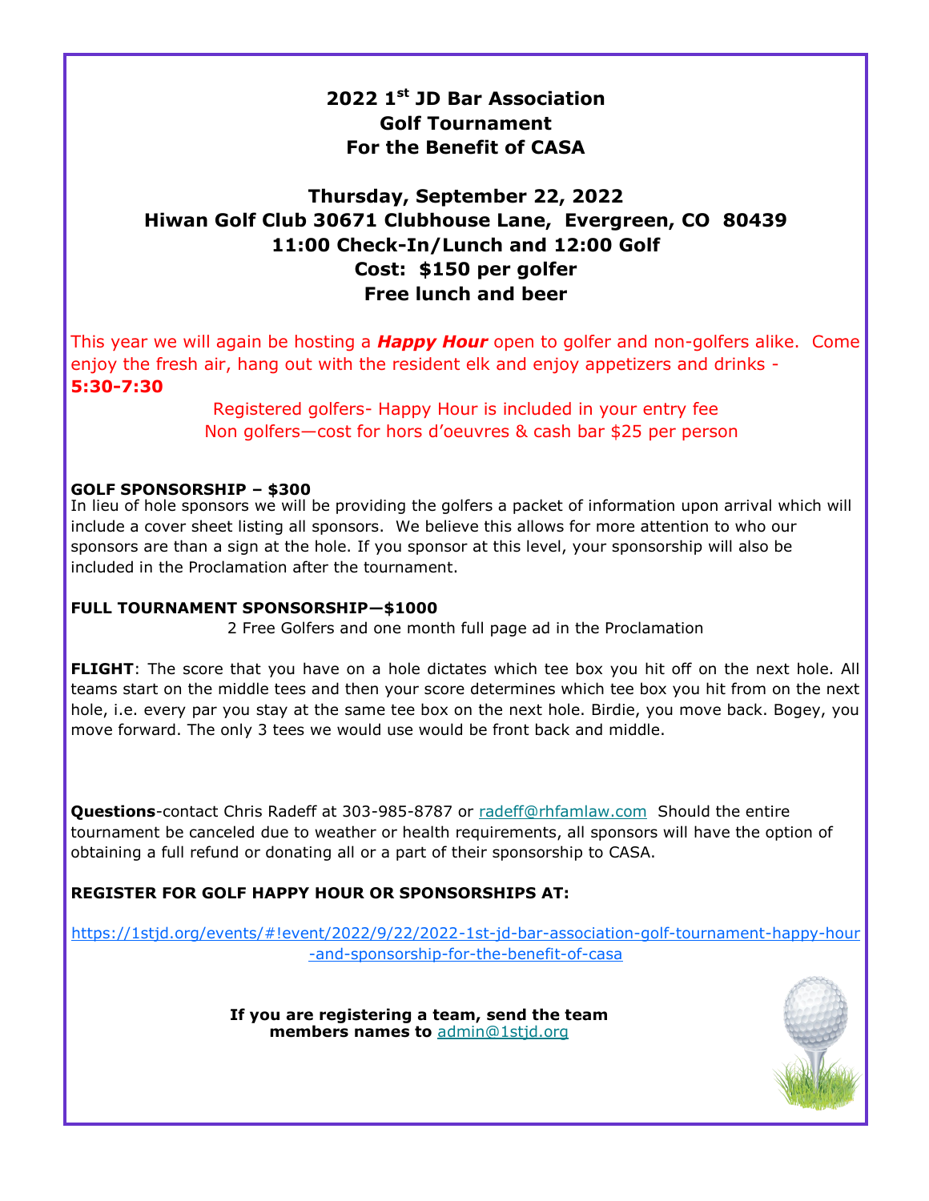# 2022 1st JD Bar Association Golf Tournament For the Benefit of CASA

## Thursday, September 22, 2022
## Hiwan Golf Club 30671 Clubhouse Lane, Evergreen, CO 80439
## 11:00 Check-In/Lunch and 12:00 Golf
## Cost: $150 per golfer
## Free lunch and beer

This year we will again be hosting a ***Happy Hour*** open to golfer and non-golfers alike. Come enjoy the fresh air, hang out with the resident elk and enjoy appetizers and drinks - **5:30-7:30**

Registered golfers- Happy Hour is included in your entry fee

Non golfers—cost for hors d'oeuvres & cash bar $25 per person

**GOLF SPONSORSHIP – $300**

In lieu of hole sponsors we will be providing the golfers a packet of information upon arrival which will include a cover sheet listing all sponsors. We believe this allows for more attention to who our sponsors are than a sign at the hole. If you sponsor at this level, your sponsorship will also be included in the Proclamation after the tournament.

**FULL TOURNAMENT SPONSORSHIP—$1000**

2 Free Golfers and one month full page ad in the Proclamation

**FLIGHT**: The score that you have on a hole dictates which tee box you hit off on the next hole. All teams start on the middle tees and then your score determines which tee box you hit from on the next hole, i.e. every par you stay at the same tee box on the next hole. Birdie, you move back. Bogey, you move forward. The only 3 tees we would use would be front back and middle.

**Questions**-contact Chris Radeff at 303-985-8787 or radeff@rhfamlaw.com Should the entire tournament be canceled due to weather or health requirements, all sponsors will have the option of obtaining a full refund or donating all or a part of their sponsorship to CASA.

**REGISTER FOR GOLF HAPPY HOUR OR SPONSORSHIPS AT:**

https://1stjd.org/events/#!event/2022/9/22/2022-1st-jd-bar-association-golf-tournament-happy-hour-and-sponsorship-for-the-benefit-of-casa

**If you are registering a team, send the team members names to** admin@1stjd.org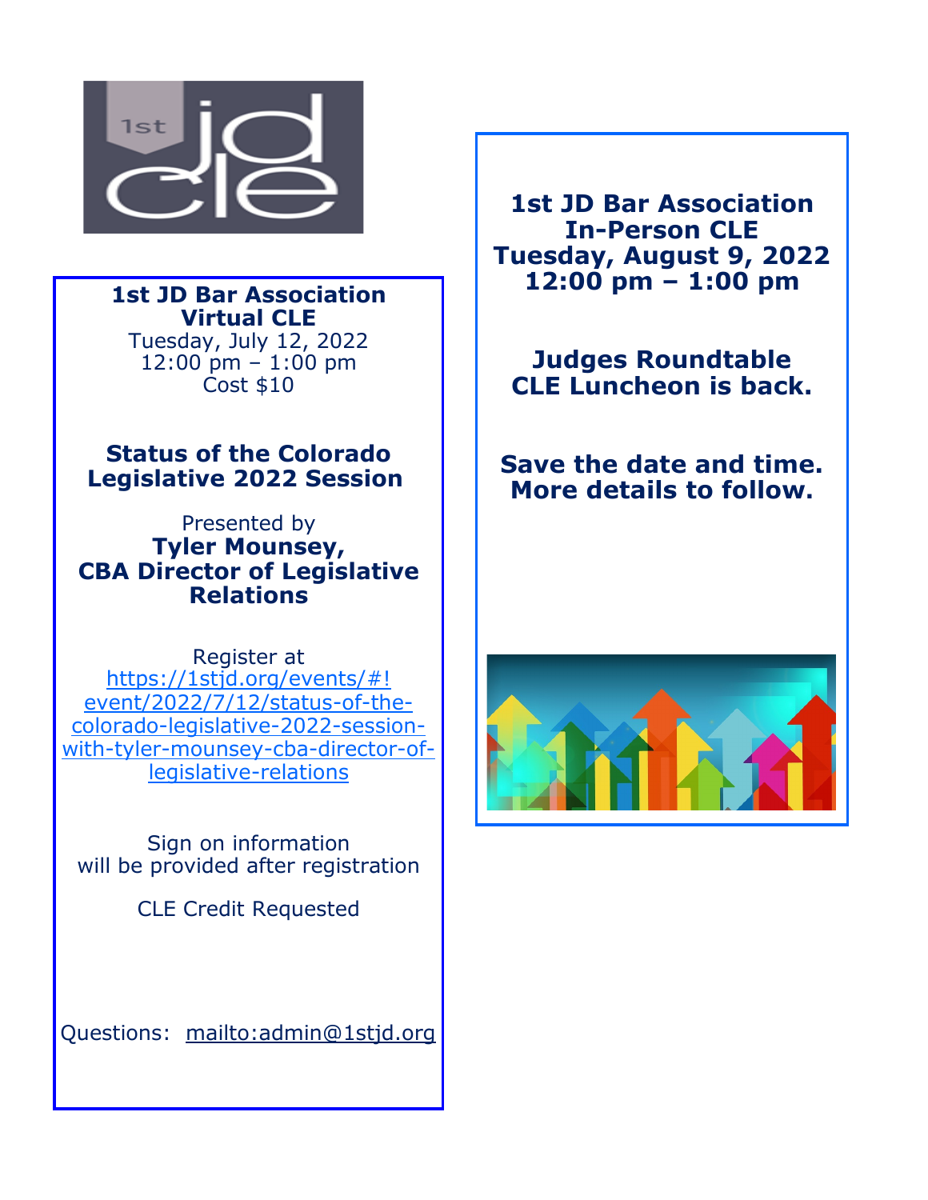**1st JD Bar Association**
**Virtual CLE**
Tuesday, July 12, 2022
12:00 pm – 1:00 pm
Cost $10

**Status of the Colorado Legislative 2022 Session**

Presented by
**Tyler Mounsey,**
**CBA Director of Legislative Relations**

Register at
https://1stjd.org/events/#!event/2022/7/12/status-of-the-colorado-legislative-2022-session-with-tyler-mounsey-cba-director-of-legislative-relations

Sign on information
will be provided after registration

CLE Credit Requested

Questions: mailto:admin@1stjd.org

**1st JD Bar Association**
**In-Person CLE**
**Tuesday, August 9, 2022**
**12:00 pm – 1:00 pm**

**Judges Roundtable CLE Luncheon is back.**

**Save the date and time. More details to follow.**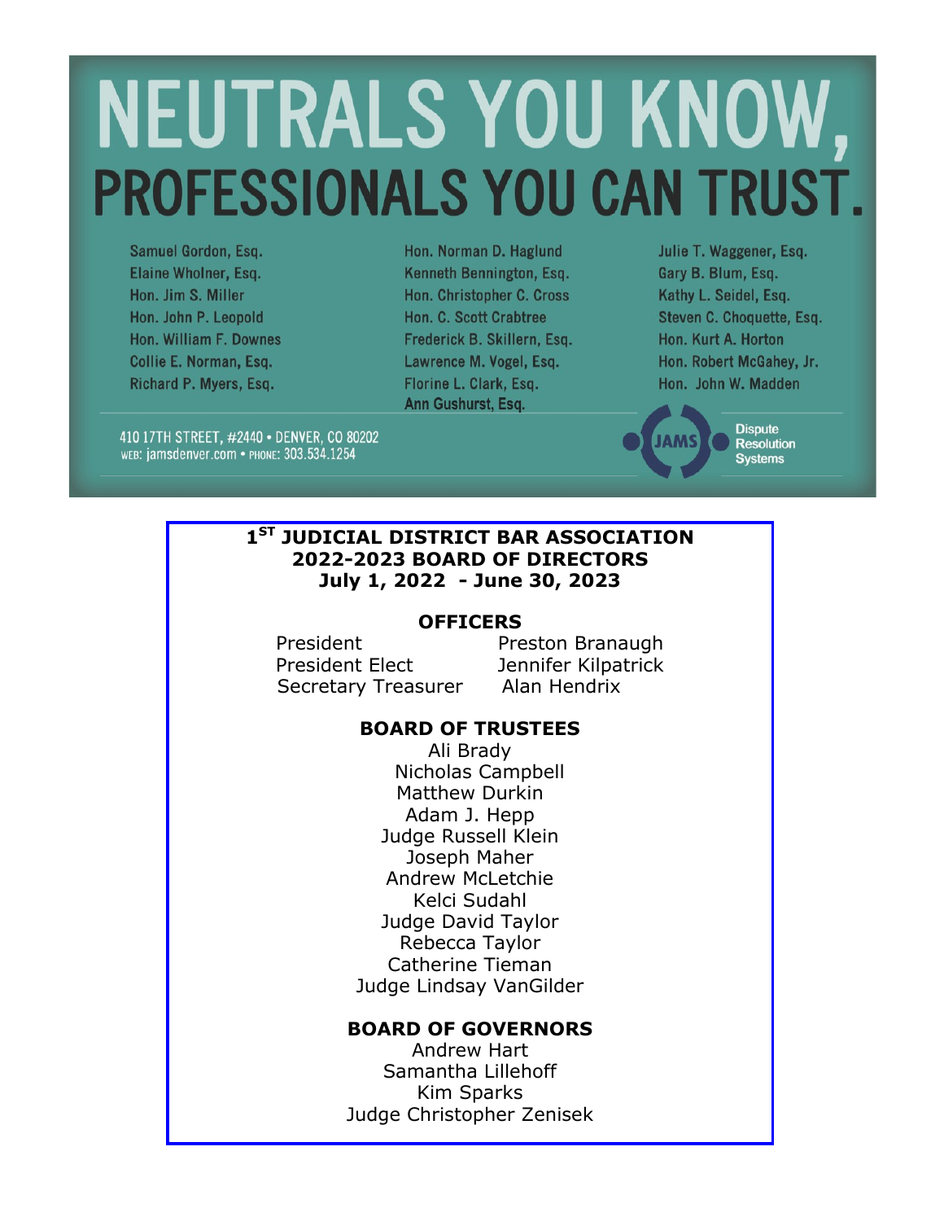# NEUTRALS YOU KNOW,
# PROFESSIONALS YOU CAN TRUST.

Samuel Gordon, Esq.
Elaine Wholner, Esq.
Hon. Jim S. Miller
Hon. John P. Leopold
Hon. William F. Downes
Collie E. Norman, Esq.
Richard P. Myers, Esq.
Hon. Norman D. Haglund
Kenneth Bennington, Esq.
Hon. Christopher C. Cross
Hon. C. Scott Crabtree
Frederick B. Skillern, Esq.
Lawrence M. Vogel, Esq.
Florine L. Clark, Esq.
Ann Gushurst, Esq.
Julie T. Waggener, Esq.
Gary B. Blum, Esq.
Kathy L. Seidel, Esq.
Steven C. Choquette, Esq.
Hon. Kurt A. Horton
Hon. Robert McGahey, Jr.
Hon. John W. Madden

410 17TH STREET, #2440 • DENVER, CO 80202
WEB: jamsdenver.com • PHONE: 303.534.1254

JAMS Dispute Resolution Systems

## 1ST JUDICIAL DISTRICT BAR ASSOCIATION
## 2022-2023 BOARD OF DIRECTORS
## July 1, 2022 - June 30, 2023

### OFFICERS

| | |
|---|---|
| President | Preston Branaugh |
| President Elect | Jennifer Kilpatrick |
| Secretary Treasurer | Alan Hendrix |

### BOARD OF TRUSTEES

Ali Brady
Nicholas Campbell
Matthew Durkin
Adam J. Hepp
Judge Russell Klein
Joseph Maher
Andrew McLetchie
Kelci Sudahl
Judge David Taylor
Rebecca Taylor
Catherine Tieman
Judge Lindsay VanGilder

### BOARD OF GOVERNORS

Andrew Hart
Samantha Lillehoff
Kim Sparks
Judge Christopher Zenisek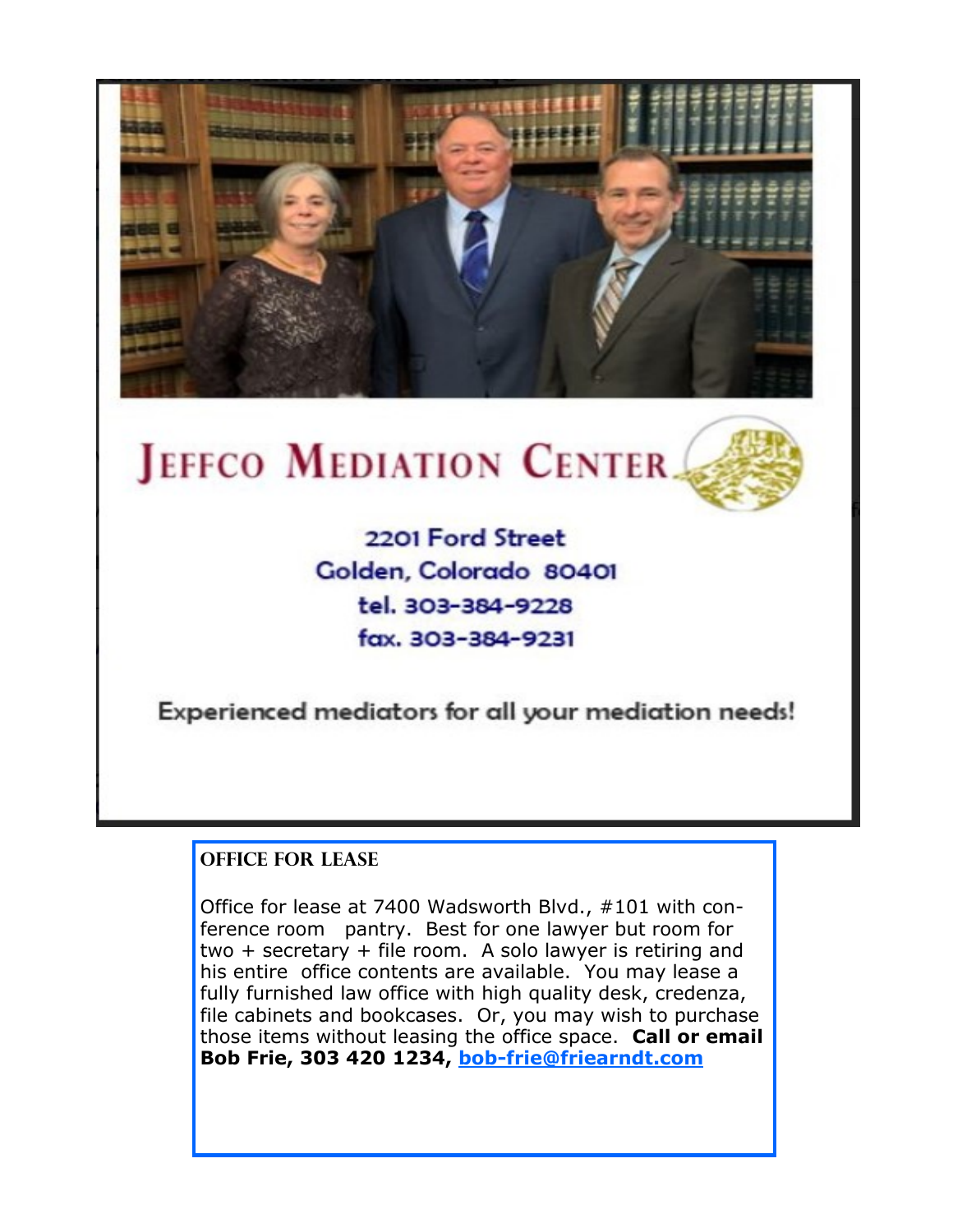# Jeffco Mediation Center

2201 Ford Street
Golden, Colorado 80401
tel. 303-384-9228
fax. 303-384-9231

Experienced mediators for all your mediation needs!

## Office for Lease

Office for lease at 7400 Wadsworth Blvd., #101 with conference room pantry. Best for one lawyer but room for two + secretary + file room. A solo lawyer is retiring and his entire office contents are available. You may lease a fully furnished law office with high quality desk, credenza, file cabinets and bookcases. Or, you may wish to purchase those items without leasing the office space. **Call or email Bob Frie, 303 420 1234, bob-frie@friearndt.com**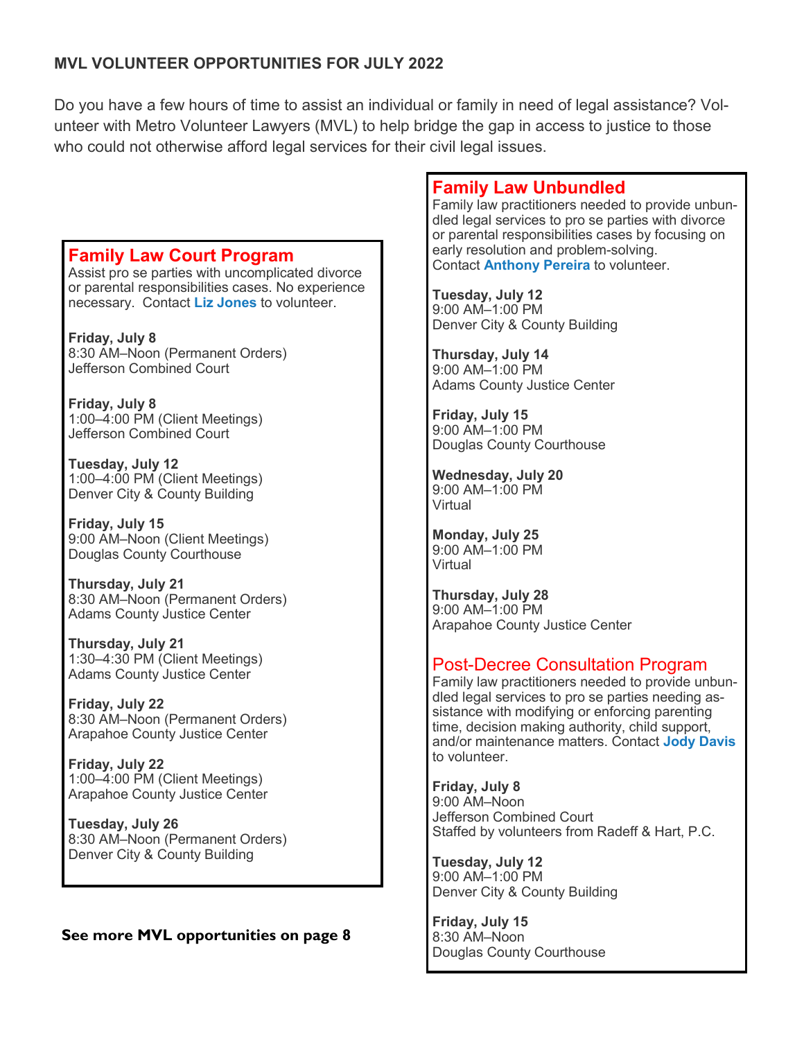## MVL VOLUNTEER OPPORTUNITIES FOR JULY 2022

Do you have a few hours of time to assist an individual or family in need of legal assistance? Volunteer with Metro Volunteer Lawyers (MVL) to help bridge the gap in access to justice to those who could not otherwise afford legal services for their civil legal issues.

### Family Law Court Program

Assist pro se parties with uncomplicated divorce or parental responsibilities cases. No experience necessary. Contact **Liz Jones** to volunteer.

**Friday, July 8**
8:30 AM–Noon (Permanent Orders)
Jefferson Combined Court

**Friday, July 8**
1:00–4:00 PM (Client Meetings)
Jefferson Combined Court

**Tuesday, July 12**
1:00–4:00 PM (Client Meetings)
Denver City & County Building

**Friday, July 15**
9:00 AM–Noon (Client Meetings)
Douglas County Courthouse

**Thursday, July 21**
8:30 AM–Noon (Permanent Orders)
Adams County Justice Center

**Thursday, July 21**
1:30–4:30 PM (Client Meetings)
Adams County Justice Center

**Friday, July 22**
8:30 AM–Noon (Permanent Orders)
Arapahoe County Justice Center

**Friday, July 22**
1:00–4:00 PM (Client Meetings)
Arapahoe County Justice Center

**Tuesday, July 26**
8:30 AM–Noon (Permanent Orders)
Denver City & County Building

**See more MVL opportunities on page 8**

### Family Law Unbundled

Family law practitioners needed to provide unbundled legal services to pro se parties with divorce or parental responsibilities cases by focusing on early resolution and problem-solving.
Contact **Anthony Pereira** to volunteer.

**Tuesday, July 12**
9:00 AM–1:00 PM
Denver City & County Building

**Thursday, July 14**
9:00 AM–1:00 PM
Adams County Justice Center

**Friday, July 15**
9:00 AM–1:00 PM
Douglas County Courthouse

**Wednesday, July 20**
9:00 AM–1:00 PM
Virtual

**Monday, July 25**
9:00 AM–1:00 PM
Virtual

**Thursday, July 28**
9:00 AM–1:00 PM
Arapahoe County Justice Center

### Post-Decree Consultation Program

Family law practitioners needed to provide unbundled legal services to pro se parties needing assistance with modifying or enforcing parenting time, decision making authority, child support, and/or maintenance matters. Contact **Jody Davis** to volunteer.

**Friday, July 8**
9:00 AM–Noon
Jefferson Combined Court
Staffed by volunteers from Radeff & Hart, P.C.

**Tuesday, July 12**
9:00 AM–1:00 PM
Denver City & County Building

**Friday, July 15**
8:30 AM–Noon
Douglas County Courthouse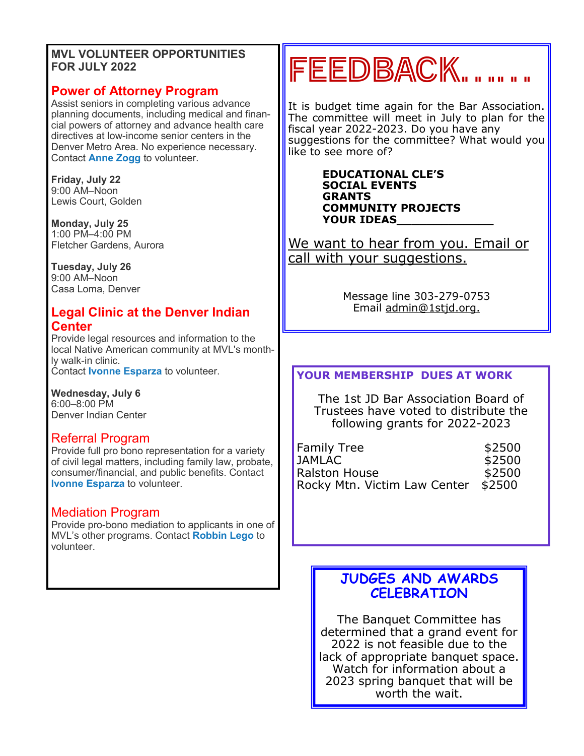## MVL VOLUNTEER OPPORTUNITIES FOR JULY 2022

### Power of Attorney Program

Assist seniors in completing various advance planning documents, including medical and financial powers of attorney and advance health care directives at low-income senior centers in the Denver Metro Area. No experience necessary. Contact **Anne Zogg** to volunteer.

**Friday, July 22**
9:00 AM–Noon
Lewis Court, Golden

**Monday, July 25**
1:00 PM–4:00 PM
Fletcher Gardens, Aurora

**Tuesday, July 26**
9:00 AM–Noon
Casa Loma, Denver

### Legal Clinic at the Denver Indian Center

Provide legal resources and information to the local Native American community at MVL's monthly walk-in clinic.
Contact **Ivonne Esparza** to volunteer.

**Wednesday, July 6**
6:00–8:00 PM
Denver Indian Center

### Referral Program

Provide full pro bono representation for a variety of civil legal matters, including family law, probate, consumer/financial, and public benefits. Contact **Ivonne Esparza** to volunteer.

### Mediation Program

Provide pro-bono mediation to applicants in one of MVL's other programs. Contact **Robbin Lego** to volunteer.

# FEEDBACK.......

It is budget time again for the Bar Association. The committee will meet in July to plan for the fiscal year 2022-2023. Do you have any suggestions for the committee? What would you like to see more of?

**EDUCATIONAL CLE'S**
**SOCIAL EVENTS**
**GRANTS**
**COMMUNITY PROJECTS**
**YOUR IDEAS____________**

We want to hear from you. Email or call with your suggestions.

Message line 303-279-0753
Email admin@1stjd.org.

## YOUR MEMBERSHIP DUES AT WORK

The 1st JD Bar Association Board of Trustees have voted to distribute the following grants for 2022-2023

| | |
|---|---|
| Family Tree | $2500 |
| JAMLAC | $2500 |
| Ralston House | $2500 |
| Rocky Mtn. Victim Law Center | $2500 |

## JUDGES AND AWARDS CELEBRATION

The Banquet Committee has determined that a grand event for 2022 is not feasible due to the lack of appropriate banquet space. Watch for information about a 2023 spring banquet that will be worth the wait.